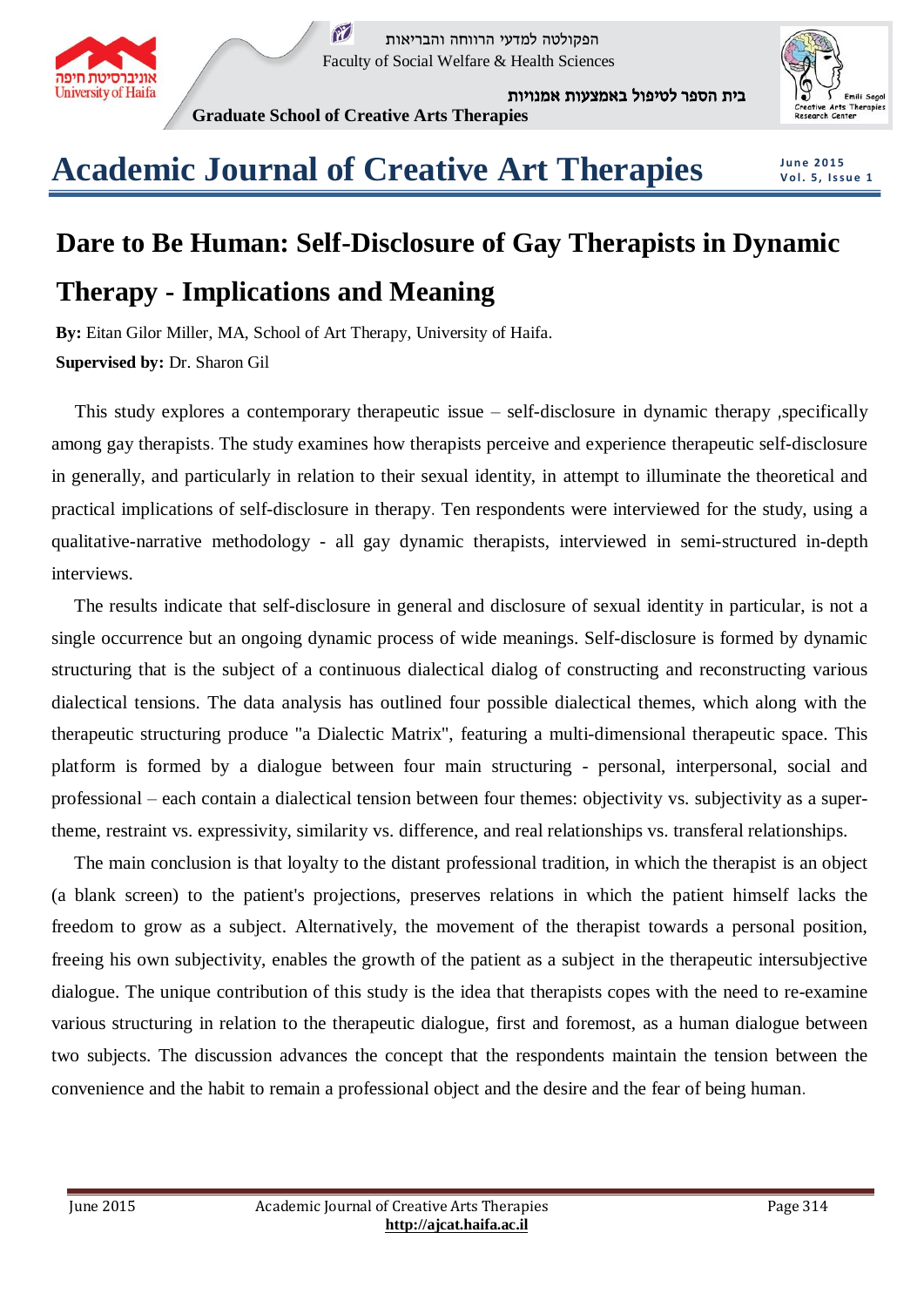# Dare to Be Human: Self-Disclosure of Gay Therapists in Dynamic Therapy - Implications and Meaning

**By:** Eitan Gilor Miller, MA, School of Art Therapy, University of Haifa.

**Supervised by:** Dr. Sharon Gil

This study explores a contemporary therapeutic issue – self-disclosure in dynamic therapy ,specifically among gay therapists. The study examines how therapists perceive and experience therapeutic self-disclosure in generally, and particularly in relation to their sexual identity, in attempt to illuminate the theoretical and practical implications of self-disclosure in therapy. Ten respondents were interviewed for the study, using a qualitative-narrative methodology - all gay dynamic therapists, interviewed in semi-structured in-depth interviews.

The results indicate that self-disclosure in general and disclosure of sexual identity in particular, is not a single occurrence but an ongoing dynamic process of wide meanings. Self-disclosure is formed by dynamic structuring that is the subject of a continuous dialectical dialog of constructing and reconstructing various dialectical tensions. The data analysis has outlined four possible dialectical themes, which along with the therapeutic structuring produce "a Dialectic Matrix", featuring a multi-dimensional therapeutic space. This platform is formed by a dialogue between four main structuring - personal, interpersonal, social and professional – each contain a dialectical tension between four themes: objectivity vs. subjectivity as a super-theme, restraint vs. expressivity, similarity vs. difference, and real relationships vs. transferal relationships.

The main conclusion is that loyalty to the distant professional tradition, in which the therapist is an object (a blank screen) to the patient's projections, preserves relations in which the patient himself lacks the freedom to grow as a subject. Alternatively, the movement of the therapist towards a personal position, freeing his own subjectivity, enables the growth of the patient as a subject in the therapeutic intersubjective dialogue. The unique contribution of this study is the idea that therapists copes with the need to re-examine various structuring in relation to the therapeutic dialogue, first and foremost, as a human dialogue between two subjects. The discussion advances the concept that the respondents maintain the tension between the convenience and the habit to remain a professional object and the desire and the fear of being human.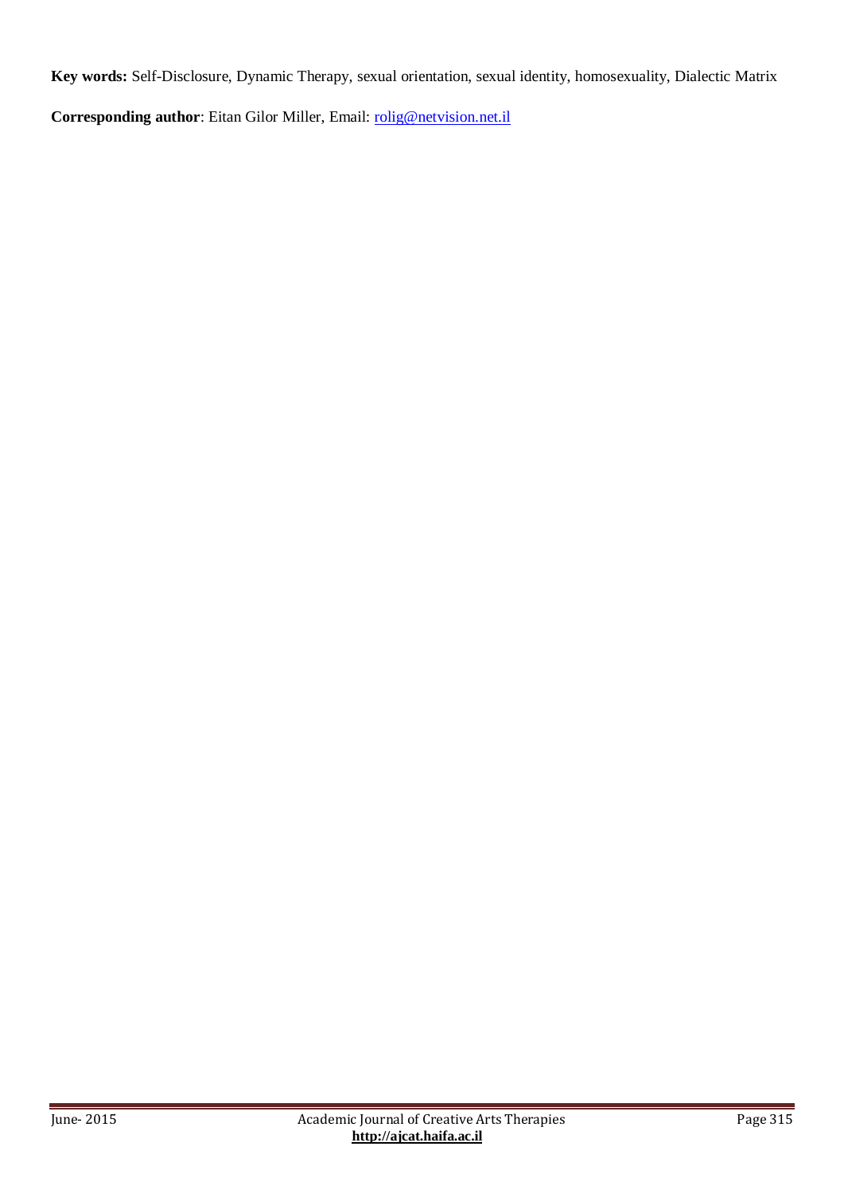**Key words:** Self-Disclosure, Dynamic Therapy, sexual orientation, sexual identity, homosexuality, Dialectic Matrix

**Corresponding author**: Eitan Gilor Miller, Email: rolig@netvision.net.il